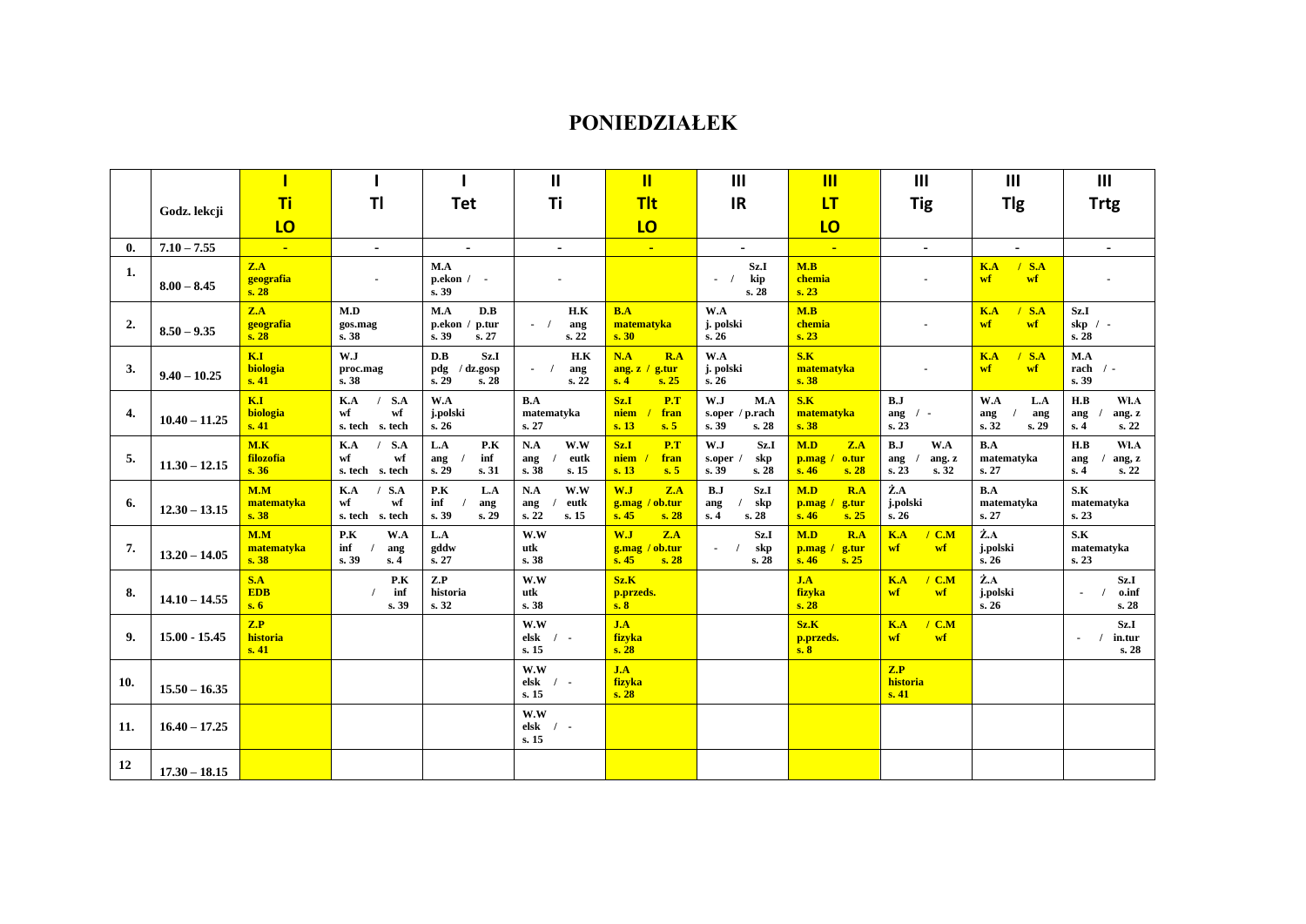# PONIEDZIAŁEK

| | Godz. lekcji | I Ti LO | I Tl | I Tet | II Ti | II Tlt LO | III IR | III LT LO | III Tig | III Tlg | III Trtg |
|---|---|---|---|---|---|---|---|---|---|---|---|
| 0. | 7.10 – 7.55 | - | - | - | - | - | - | - | - | - | - |
| 1. | 8.00 – 8.45 | Z.A geografia s. 28 | - | M.A p.ekon / - s. 39 | - | | Sz.I - / kip s. 28 | M.B chemia s. 23 | - | K.A / S.A wf wf | - |
| 2. | 8.50 – 9.35 | Z.A geografia s. 28 | M.D gos.mag s. 38 | M.A D.B p.ekon / p.tur s. 39 s. 27 | H.K - / ang s. 22 | B.A matematyka s. 30 | W.A j. polski s. 26 | M.B chemia s. 23 | - | K.A / S.A wf wf | Sz.I skp / - s. 28 |
| 3. | 9.40 – 10.25 | K.I biologia s. 41 | W.J proc.mag s. 38 | D.B Sz.I pdg / dz.gosp s. 29 s. 28 | H.K - / ang s. 22 | N.A R.A ang. z / g.tur s. 4 s. 25 | W.A j. polski s. 26 | S.K matematyka s. 38 | - | K.A / S.A wf wf | M.A rach / - s. 39 |
| 4. | 10.40 – 11.25 | K.I biologia s. 41 | K.A / S.A wf wf s. tech s. tech | W.A j.polski s. 26 | B.A matematyka s. 27 | Sz.I P.T niem / fran s. 13 s. 5 | W.J M.A s.oper / p.rach s. 39 s. 28 | S.K matematyka s. 38 | B.J ang / - s. 23 | W.A L.A ang / ang s. 32 s. 29 | H.B Wl.A ang / ang. z s. 4 s. 22 |
| 5. | 11.30 – 12.15 | M.K filozofia s. 36 | K.A / S.A wf wf s. tech s. tech | L.A P.K ang / inf s. 29 s. 31 | N.A W.W ang / eutk s. 38 s. 15 | Sz.I P.T niem / fran s. 13 s. 5 | W.J Sz.I s.oper / skp s. 39 s. 28 | M.D Z.A p.mag / o.tur s. 46 s. 28 | B.J W.A ang / ang. z s. 23 s. 32 | B.A matematyka s. 27 | H.B Wl.A ang / ang, z s. 4 s. 22 |
| 6. | 12.30 – 13.15 | M.M matematyka s. 38 | K.A / S.A wf wf s. tech s. tech | P.K L.A inf / ang s. 39 s. 29 | N.A W.W ang / eutk s. 22 s. 15 | W.J Z.A g.mag / ob.tur s. 45 s. 28 | B.J Sz.I ang / skp s. 4 s. 28 | M.D R.A p.mag / g.tur s. 46 s. 25 | Ż.A j.polski s. 26 | B.A matematyka s. 27 | S.K matematyka s. 23 |
| 7. | 13.20 – 14.05 | M.M matematyka s. 38 | P.K W.A inf / ang s. 39 s. 4 | L.A gddw s. 27 | W.W utk s. 38 | W.J Z.A g.mag / ob.tur s. 45 s. 28 | Sz.I - / skp s. 28 | M.D R.A p.mag / g.tur s. 46 s. 25 | K.A / C.M wf wf | Ż.A j.polski s. 26 | S.K matematyka s. 23 |
| 8. | 14.10 – 14.55 | S.A EDB s. 6 | P.K / inf s. 39 | Z.P historia s. 32 | W.W utk s. 38 | Sz.K p.przeds. s. 8 | | J.A fizyka s. 28 | K.A / C.M wf wf | Ż.A j.polski s. 26 | Sz.I - / o.inf s. 28 |
| 9. | 15.00 - 15.45 | Z.P historia s. 41 | | | W.W elsk / - s. 15 | J.A fizyka s. 28 | | Sz.K p.przeds. s. 8 | K.A / C.M wf wf | | Sz.I - / in.tur s. 28 |
| 10. | 15.50 – 16.35 | | | | W.W elsk / - s. 15 | J.A fizyka s. 28 | | | Z.P historia s. 41 | | |
| 11. | 16.40 – 17.25 | | | | W.W elsk / - s. 15 | | | | | | |
| 12 | 17.30 – 18.15 | | | | | | | | | | |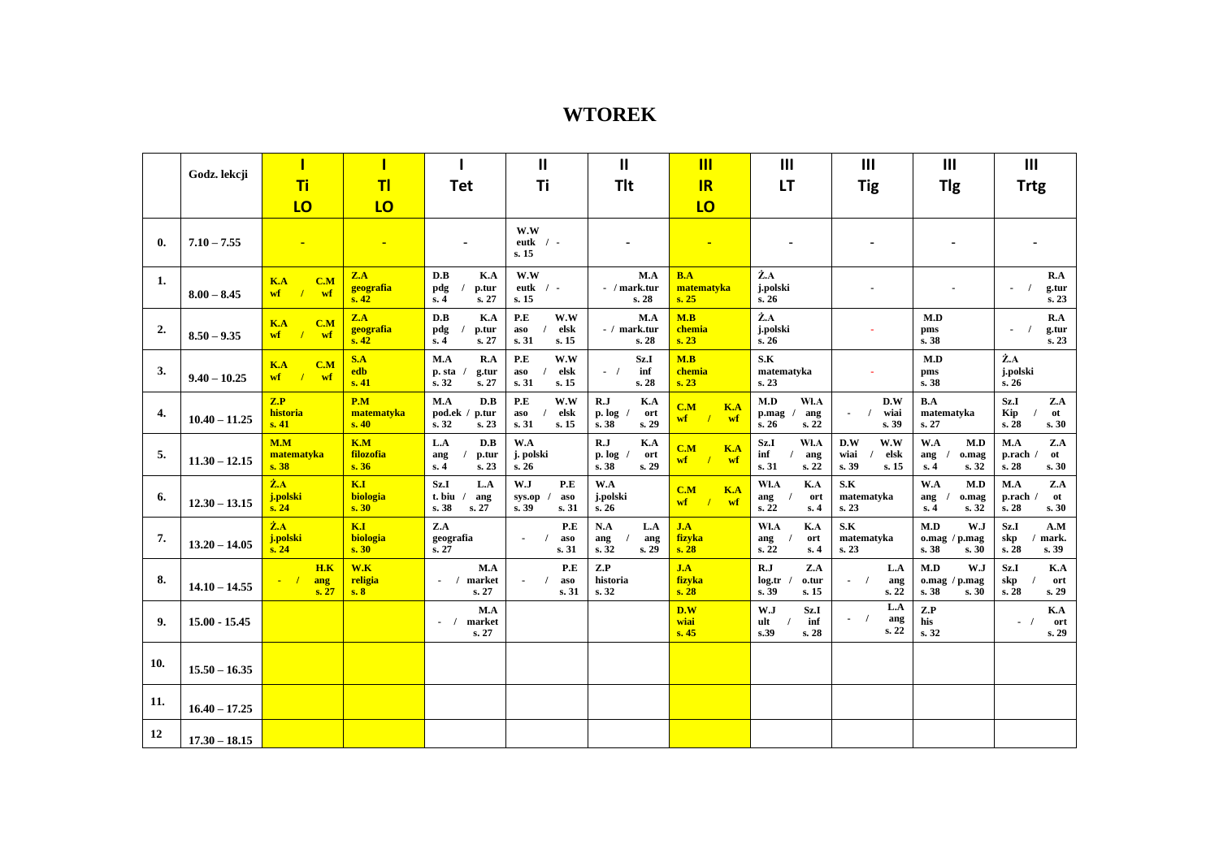# WTOREK

| | Godz. lekcji | I Ti LO | I Tl LO | I Tet | II Ti | II Tlt | III IR LO | III LT | III Tig | III Tlg | III Trtg |
|---|---|---|---|---|---|---|---|---|---|---|---|
| 0. | 7.10 – 7.55 | - | - | - | W.W eutk / - s. 15 | - | - | - | - | - | - |
| 1. | 8.00 – 8.45 | K.A C.M wf / wf | Z.A geografia s. 42 | D.B K.A pdg / p.tur s. 4 s. 27 | W.W eutk / - s. 15 | M.A - / mark.tur s. 28 | B.A matematyka s. 25 | Ż.A j.polski s. 26 | - | - | R.A - / g.tur s. 23 |
| 2. | 8.50 – 9.35 | K.A C.M wf / wf | Z.A geografia s. 42 | D.B K.A pdg / p.tur s. 4 s. 27 | P.E W.W aso / elsk s. 31 s. 15 | M.A - / mark.tur s. 28 | M.B chemia s. 23 | Ż.A j.polski s. 26 | - | M.D pms s. 38 | R.A - / g.tur s. 23 |
| 3. | 9.40 – 10.25 | K.A C.M wf / wf | S.A edb s. 41 | M.A R.A p. sta / g.tur s. 32 s. 27 | P.E W.W aso / elsk s. 31 s. 15 | Sz.I - / inf s. 28 | M.B chemia s. 23 | S.K matematyka s. 23 | - | M.D pms s. 38 | Ż.A j.polski s. 26 |
| 4. | 10.40 – 11.25 | Z.P historia s. 41 | P.M matematyka s. 40 | M.A D.B pod.ek / p.tur s. 32 s. 23 | P.E W.W aso / elsk s. 31 s. 15 | R.J K.A p. log / ort s. 38 s. 29 | C.M K.A wf / wf | M.D Wł.A p.mag / ang s. 26 s. 22 | D.W - / wiai s. 39 | B.A matematyka s. 27 | Sz.I Z.A Kip / ot s. 28 s. 30 |
| 5. | 11.30 – 12.15 | M.M matematyka s. 38 | K.M filozofia s. 36 | L.A D.B ang / p.tur s. 4 s. 23 | W.A j. polski s. 26 | R.J K.A p. log / ort s. 38 s. 29 | C.M K.A wf / wf | Sz.I Wł.A inf / ang s. 31 s. 22 | D.W W.W wiai / elsk s. 39 s. 15 | W.A M.D ang / o.mag s. 4 s. 32 | M.A Z.A p.rach / ot s. 28 s. 30 |
| 6. | 12.30 – 13.15 | Ż.A j.polski s. 24 | K.I biologia s. 30 | Sz.I L.A t. biu / ang s. 38 s. 27 | W.J P.E sys.op / aso s. 39 s. 31 | W.A j.polski s. 26 | C.M K.A wf / wf | Wł.A K.A ang / ort s. 22 s. 4 | S.K matematyka s. 23 | W.A M.D ang / o.mag s. 4 s. 32 | M.A Z.A p.rach / ot s. 28 s. 30 |
| 7. | 13.20 – 14.05 | Ż.A j.polski s. 24 | K.I biologia s. 30 | Z.A geografia s. 27 | P.E - / aso s. 31 | N.A L.A ang / ang s. 32 s. 29 | J.A fizyka s. 28 | Wł.A K.A ang / ort s. 22 s. 4 | S.K matematyka s. 23 | M.D W.J o.mag / p.mag s. 38 s. 30 | Sz.I A.M skp / mark. s. 28 s. 39 |
| 8. | 14.10 – 14.55 | H.K - / ang s. 27 | W.K religia s. 8 | M.A - / market s. 27 | P.E - / aso s. 31 | Z.P historia s. 32 | J.A fizyka s. 28 | R.J Z.A log.tr / o.tur s. 39 s. 15 | L.A - / ang s. 22 | M.D W.J o.mag / p.mag s. 38 s. 30 | Sz.I K.A skp / ort s. 28 s. 29 |
| 9. | 15.00 - 15.45 | | | M.A - / market s. 27 | | | D.W wiai s. 45 | W.J Sz.I ult / inf s.39 s. 28 | L.A - / ang s. 22 | Z.P his s. 32 | K.A - / ort s. 29 |
| 10. | 15.50 – 16.35 | | | | | | | | | | |
| 11. | 16.40 – 17.25 | | | | | | | | | | |
| 12 | 17.30 – 18.15 | | | | | | | | | | |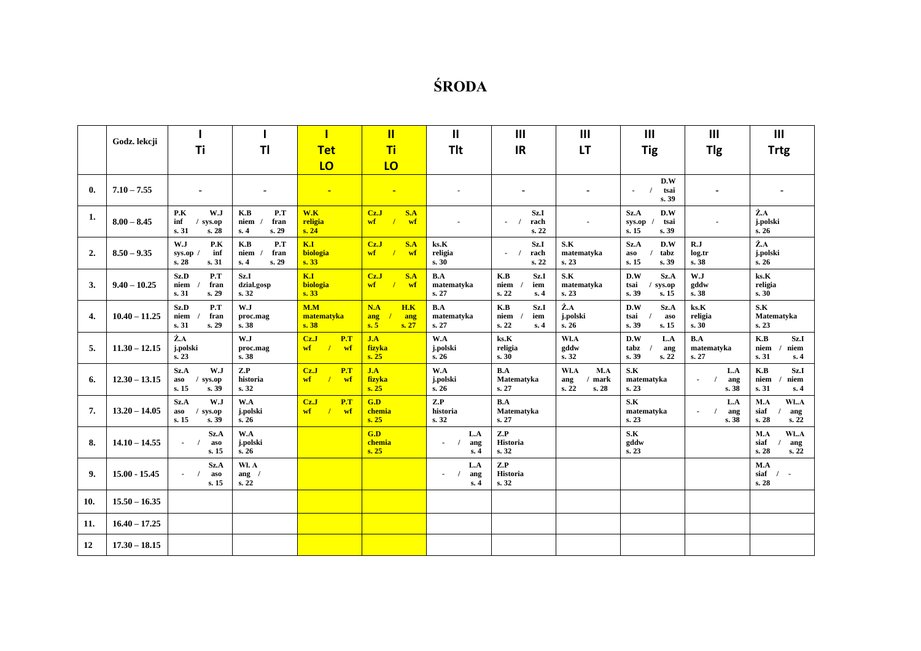# ŚRODA

| | Godz. lekcji | I Ti | I Tl | I Tet LO | II Ti LO | II Tlt | III IR | III LT | III Tig | III Tlg | III Trtg |
|---|---|---|---|---|---|---|---|---|---|---|---|
| 0. | 7.10 – 7.55 | - | - | - | - | - | - | - | - / D.W tsai s. 39 | - | - |
| 1. | 8.00 – 8.45 | P.K inf s. 31 / W.J sys.op s. 28 | K.B niem s. 4 / P.T fran s. 29 | W.K religia s. 24 | Cz.J wf / S.A wf | - | - / Sz.I rach s. 22 | - | Sz.A sys.op s. 15 / D.W tsai s. 39 | - | Ż.A j.polski s. 26 |
| 2. | 8.50 – 9.35 | W.J sys.op s. 28 / P.K inf s. 31 | K.B niem s. 4 / P.T fran s. 29 | K.I biologia s. 33 | Cz.J wf / S.A wf | ks.K religia s. 30 | - / Sz.I rach s. 22 | S.K matematyka s. 23 | Sz.A aso s. 15 / D.W tabz s. 39 | R.J log.tr s. 38 | Ż.A j.polski s. 26 |
| 3. | 9.40 – 10.25 | Sz.D niem s. 31 / P.T fran s. 29 | Sz.I dział.gosp s. 32 | K.I biologia s. 33 | Cz.J wf / S.A wf | B.A matematyka s. 27 | K.B niem s. 22 / Sz.I iem s. 4 | S.K matematyka s. 23 | D.W tsai s. 39 / Sz.A sys.op s. 15 | W.J gddw s. 38 | ks.K religia s. 30 |
| 4. | 10.40 – 11.25 | Sz.D niem s. 31 / P.T fran s. 29 | W.J proc.mag s. 38 | M.M matematyka s. 38 | N.A ang s. 5 / H.K ang s. 27 | B.A matematyka s. 27 | K.B niem s. 22 / Sz.I iem s. 4 | Ż.A j.polski s. 26 | D.W tsai s. 39 / Sz.A aso s. 15 | ks.K religia s. 30 | S.K Matematyka s. 23 |
| 5. | 11.30 – 12.15 | Ż.A j.polski s. 23 | W.J proc.mag s. 38 | Cz.J wf / P.T wf | J.A fizyka s. 25 | W.A j.polski s. 26 | ks.K religia s. 30 | Wl.A gddw s. 32 | D.W tabz s. 39 / L.A ang s. 22 | B.A matematyka s. 27 | K.B niem s. 31 / Sz.I niem s. 4 |
| 6. | 12.30 – 13.15 | Sz.A aso s. 15 / W.J sys.op s. 39 | Z.P historia s. 32 | Cz.J wf / P.T wf | J.A fizyka s. 25 | W.A j.polski s. 26 | B.A Matematyka s. 27 | Wl.A ang s. 22 / M.A mark s. 28 | S.K matematyka s. 23 | - / L.A ang s. 38 | K.B niem s. 31 / Sz.I niem s. 4 |
| 7. | 13.20 – 14.05 | Sz.A aso s. 15 / W.J sys.op s. 39 | W.A j.polski s. 26 | Cz.J wf / P.T wf | G.D chemia s. 25 | Z.P historia s. 32 | B.A Matematyka s. 27 | | S.K matematyka s. 23 | - / L.A ang s. 38 | M.A siaf s. 28 / Wl..A ang s. 22 |
| 8. | 14.10 – 14.55 | - / Sz.A aso s. 15 | W.A j.polski s. 26 | | G.D chemia s. 25 | - / L.A ang s. 4 | Z.P Historia s. 32 | | S.K gddw s. 23 | | M.A siaf s. 28 / Wl..A ang s. 22 |
| 9. | 15.00 - 15.45 | - / Sz.A aso s. 15 | Wl. A ang / s. 22 | | | - / L.A ang s. 4 | Z.P Historia s. 32 | | | | M.A siaf / - s. 28 |
| 10. | 15.50 – 16.35 | | | | | | | | | | |
| 11. | 16.40 – 17.25 | | | | | | | | | | |
| 12 | 17.30 – 18.15 | | | | | | | | | | |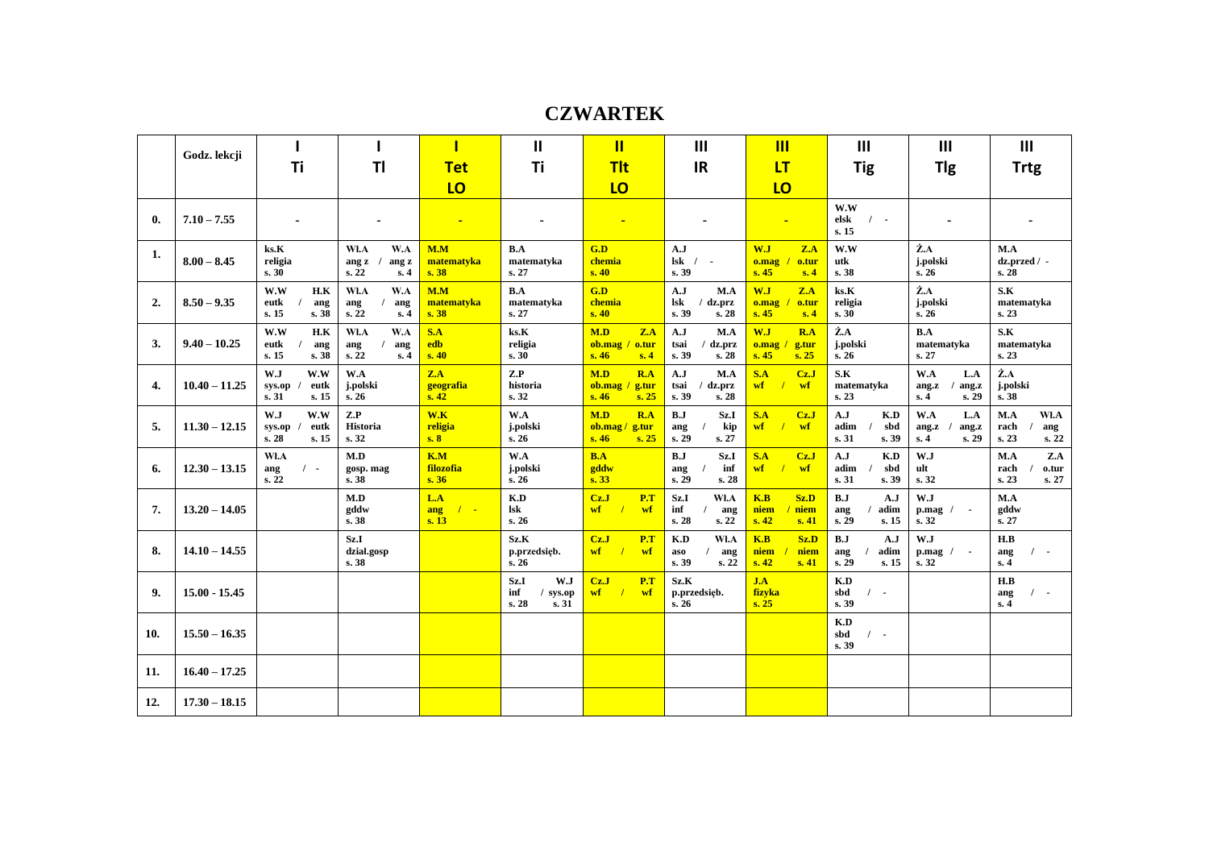# CZWARTEK

| | Godz. lekcji | I Ti | I Tl | I Tet LO | II Ti | II Tlt LO | III IR | III LT LO | III Tig | III Tlg | III Trtg |
|---|---|---|---|---|---|---|---|---|---|---|---|
| **0.** | **7.10 – 7.55** | - | - | - | - | - | - | - | W.W elsk / - s. 15 | - | - |
| **1.** | **8.00 – 8.45** | ks.K religia s. 30 | Wł.A W.A ang z / ang z s. 22 s. 4 | M.M matematyka s. 38 | B.A matematyka s. 27 | G.D chemia s. 40 | A.J lsk / - s. 39 | W.J Z.A o.mag / o.tur s. 45 s. 4 | W.W utk s. 38 | Ż.A j.polski s. 26 | M.A dz.przed / - s. 28 |
| **2.** | **8.50 – 9.35** | W.W H.K eutk / ang s. 15 s. 38 | Wł.A W.A ang / ang s. 22 s. 4 | M.M matematyka s. 38 | B.A matematyka s. 27 | G.D chemia s. 40 | A.J M.A lsk / dz.prz s. 39 s. 28 | W.J Z.A o.mag / o.tur s. 45 s. 4 | ks.K religia s. 30 | Ż.A j.polski s. 26 | S.K matematyka s. 23 |
| **3.** | **9.40 – 10.25** | W.W H.K eutk / ang s. 15 s. 38 | Wł.A W.A ang / ang s. 22 s. 4 | S.A edb s. 40 | ks.K religia s. 30 | M.D Z.A ob.mag / o.tur s. 46 s. 4 | A.J M.A tsai / dz.prz s. 39 s. 28 | W.J R.A o.mag / g.tur s. 45 s. 25 | Ż.A j.polski s. 26 | B.A matematyka s. 27 | S.K matematyka s. 23 |
| **4.** | **10.40 – 11.25** | W.J W.W sys.op / eutk s. 31 s. 15 | W.A j.polski s. 26 | Z.A geografia s. 42 | Z.P historia s. 32 | M.D R.A ob.mag / g.tur s. 46 s. 25 | A.J M.A tsai / dz.prz s. 39 s. 28 | S.A Cz.J wf / wf | S.K matematyka s. 23 | W.A L.A ang.z / ang.z s. 4 s. 29 | Ż.A j.polski s. 38 |
| **5.** | **11.30 – 12.15** | W.J W.W sys.op / eutk s. 28 s. 15 | Z.P Historia s. 32 | W.K religia s. 8 | W.A j.polski s. 26 | M.D R.A ob.mag / g.tur s. 46 s. 25 | B.J Sz.I ang / kip s. 29 s. 27 | S.A Cz.J wf / wf | A.J K.D adim / sbd s. 31 s. 39 | W.A L.A ang.z / ang.z s. 4 s. 29 | M.A Wł.A rach / ang s. 23 s. 22 |
| **6.** | **12.30 – 13.15** | Wł.A ang / - s. 22 | M.D gosp. mag s. 38 | K.M filozofia s. 36 | W.A j.polski s. 26 | B.A gddw s. 33 | B.J Sz.I ang / inf s. 29 s. 28 | S.A Cz.J wf / wf | A.J K.D adim / sbd s. 31 s. 39 | W.J ult s. 32 | M.A Z.A rach / o.tur s. 23 s. 27 |
| **7.** | **13.20 – 14.05** | | M.D gddw s. 38 | L.A ang / - s. 13 | K.D lsk s. 26 | Cz.J P.T wf / wf | Sz.I Wł.A inf / ang s. 28 s. 22 | K.B Sz.D niem / niem s. 42 s. 41 | B.J A.J ang / adim s. 29 s. 15 | W.J p.mag / - s. 32 | M.A gddw s. 27 |
| **8.** | **14.10 – 14.55** | | Sz.I dział.gosp s. 38 | | Sz.K p.przedsięb. s. 26 | Cz.J P.T wf / wf | K.D Wł.A aso / ang s. 39 s. 22 | K.B Sz.D niem / niem s. 42 s. 41 | B.J A.J ang / adim s. 29 s. 15 | W.J p.mag / - s. 32 | H.B ang / - s. 4 |
| **9.** | **15.00 - 15.45** | | | | Sz.I W.J inf / sys.op s. 28 s. 31 | Cz.J P.T wf / wf | Sz.K p.przedsięb. s. 26 | J.A fizyka s. 25 | K.D sbd / - s. 39 | | H.B ang / - s. 4 |
| **10.** | **15.50 – 16.35** | | | | | | | | K.D sbd / - s. 39 | | |
| **11.** | **16.40 – 17.25** | | | | | | | | | | |
| **12.** | **17.30 – 18.15** | | | | | | | | | | |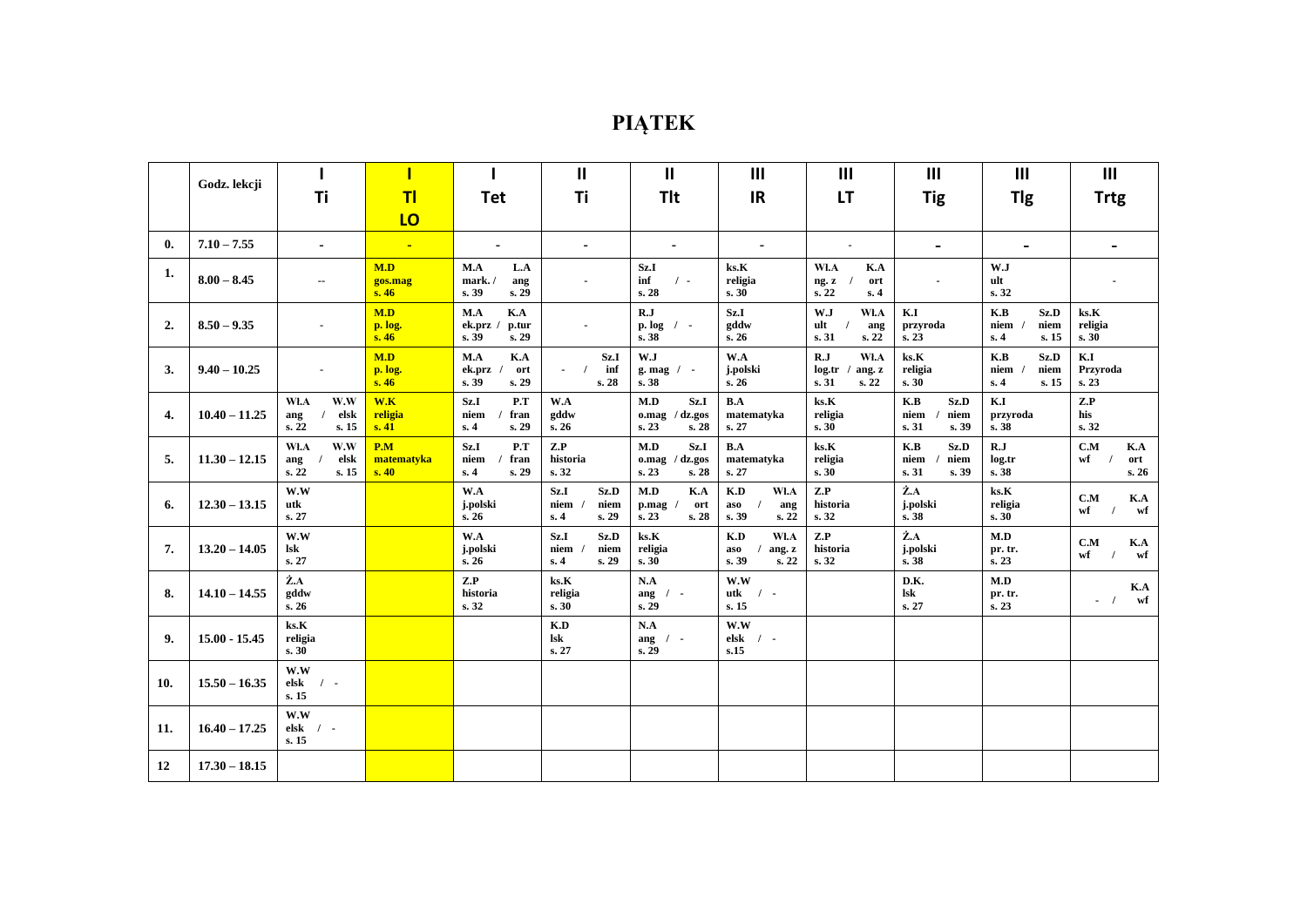# PIĄTEK

| | Godz. lekcji | I Ti | I Tl LO | I Tet | II Ti | II Tlt | III IR | III LT | III Tig | III Tlg | III Trtg |
|---|---|---|---|---|---|---|---|---|---|---|---|
| 0. | 7.10 – 7.55 | - | - | - | - | - | - | - | - | - | - |
| 1. | 8.00 – 8.45 | -- | M.D gos.mag s. 46 | M.A mark. / s. 39 L.A ang s. 29 | - | Sz.I inf / - s. 28 | ks.K religia s. 30 | Wl.A ng. z / s. 22 K.A ort s. 4 | - | W.J ult s. 32 | - |
| 2. | 8.50 – 9.35 | - | M.D p. log. s. 46 | M.A ek.prz / s. 39 K.A p.tur s. 29 | - | R.J p. log / - s. 38 | Sz.I gddw s. 26 | W.J ult / s. 31 Wl.A ang s. 22 | K.I przyroda s. 23 | K.B niem / s. 4 Sz.D niem s. 15 | ks.K religia s. 30 |
| 3. | 9.40 – 10.25 | - | M.D p. log. s. 46 | M.A ek.prz / s. 39 K.A ort s. 29 | - / Sz.I inf s. 28 | W.J g. mag / - s. 38 | W.A j.polski s. 26 | R.J log.tr / s. 31 Wl.A ang. z s. 22 | ks.K religia s. 30 | K.B niem / s. 4 Sz.D niem s. 15 | K.I Przyroda s. 23 |
| 4. | 10.40 – 11.25 | Wl.A ang / s. 22 W.W elsk s. 15 | W.K religia s. 41 | Sz.I niem / s. 4 P.T fran s. 29 | W.A gddw s. 26 | M.D o.mag / s. 23 Sz.I dz.gos s. 28 | B.A matematyka s. 27 | ks.K religia s. 30 | K.B niem / s. 31 Sz.D niem s. 39 | K.I przyroda s. 38 | Z.P his s. 32 |
| 5. | 11.30 – 12.15 | Wl.A ang / s. 22 W.W elsk s. 15 | P.M matematyka s. 40 | Sz.I niem / s. 4 P.T fran s. 29 | Z.P historia s. 32 | M.D o.mag / s. 23 Sz.I dz.gos s. 28 | B.A matematyka s. 27 | ks.K religia s. 30 | K.B niem / s. 31 Sz.D niem s. 39 | R.J log.tr s. 38 | C.M wf / K.A ort s. 26 |
| 6. | 12.30 – 13.15 | W.W utk s. 27 | | W.A j.polski s. 26 | Sz.I niem / s. 4 Sz.D niem s. 29 | M.D p.mag / s. 23 K.A ort s. 28 | K.D aso / s. 39 Wl.A ang s. 22 | Z.P historia s. 32 | Ż.A j.polski s. 38 | ks.K religia s. 30 | C.M wf / K.A wf |
| 7. | 13.20 – 14.05 | W.W lsk s. 27 | | W.A j.polski s. 26 | Sz.I niem / s. 4 Sz.D niem s. 29 | ks.K religia s. 30 | K.D aso / s. 39 Wl.A ang. z s. 22 | Z.P historia s. 32 | Ż.A j.polski s. 38 | M.D pr. tr. s. 23 | C.M wf / K.A wf |
| 8. | 14.10 – 14.55 | Ż.A gddw s. 26 | | Z.P historia s. 32 | ks.K religia s. 30 | N.A ang / - s. 29 | W.W utk / - s. 15 | | D.K. lsk s. 27 | M.D pr. tr. s. 23 | - / K.A wf |
| 9. | 15.00 - 15.45 | ks.K religia s. 30 | | | K.D lsk s. 27 | N.A ang / - s. 29 | W.W elsk / - s.15 | | | | |
| 10. | 15.50 – 16.35 | W.W elsk / - s. 15 | | | | | | | | | |
| 11. | 16.40 – 17.25 | W.W elsk / - s. 15 | | | | | | | | | |
| 12 | 17.30 – 18.15 | | | | | | | | | | |